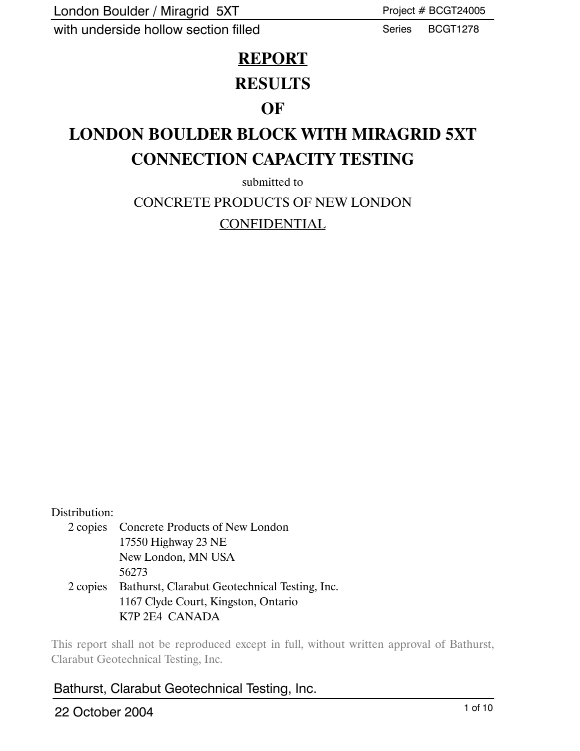# REPORT

# RESULTS

# OF

# LONDON BOULDER BLOCK WITH MIRAGRID 5XT CONNECTION CAPACITY TESTING

submitted to

CONCRETE PRODUCTS OF NEW LONDON

CONFIDENTIAL

Distribution:

| | |
|---|---|
| 2 copies | Concrete Products of New London<br>17550 Highway 23 NE<br>New London, MN USA<br>56273 |
| 2 copies | Bathurst, Clarabut Geotechnical Testing, Inc.<br>1167 Clyde Court, Kingston, Ontario<br>K7P 2E4 CANADA |

This report shall not be reproduced except in full, without written approval of Bathurst, Clarabut Geotechnical Testing, Inc.

Bathurst, Clarabut Geotechnical Testing, Inc.

22 October 2004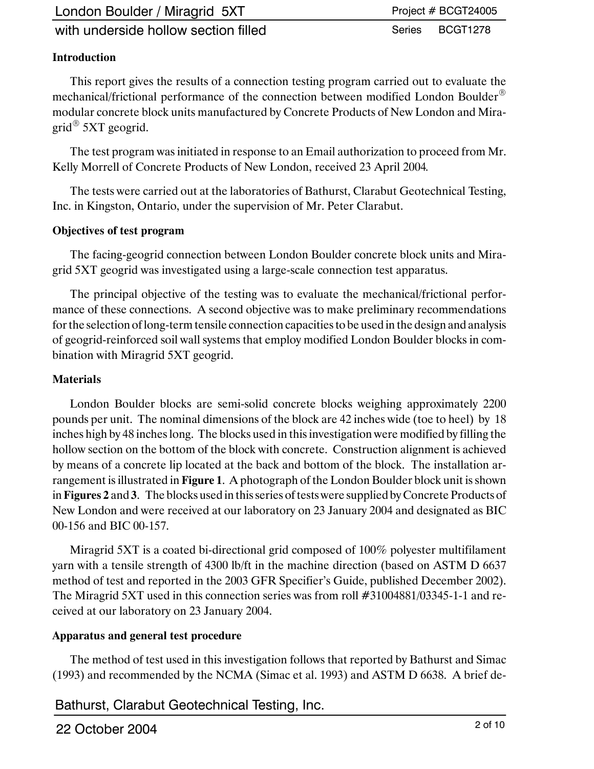## Introduction

This report gives the results of a connection testing program carried out to evaluate the mechanical/frictional performance of the connection between modified London Boulder® modular concrete block units manufactured by Concrete Products of New London and Miragrid® 5XT geogrid.

The test program was initiated in response to an Email authorization to proceed from Mr. Kelly Morrell of Concrete Products of New London, received 23 April 2004.

The tests were carried out at the laboratories of Bathurst, Clarabut Geotechnical Testing, Inc. in Kingston, Ontario, under the supervision of Mr. Peter Clarabut.

## Objectives of test program

The facing-geogrid connection between London Boulder concrete block units and Miragrid 5XT geogrid was investigated using a large-scale connection test apparatus.

The principal objective of the testing was to evaluate the mechanical/frictional performance of these connections. A second objective was to make preliminary recommendations for the selection of long-term tensile connection capacities to be used in the design and analysis of geogrid-reinforced soil wall systems that employ modified London Boulder blocks in combination with Miragrid 5XT geogrid.

## Materials

London Boulder blocks are semi-solid concrete blocks weighing approximately 2200 pounds per unit. The nominal dimensions of the block are 42 inches wide (toe to heel) by 18 inches high by 48 inches long. The blocks used in this investigation were modified by filling the hollow section on the bottom of the block with concrete. Construction alignment is achieved by means of a concrete lip located at the back and bottom of the block. The installation arrangement is illustrated in **Figure 1**. A photograph of the London Boulder block unit is shown in **Figures 2** and **3**. The blocks used in this series of tests were supplied by Concrete Products of New London and were received at our laboratory on 23 January 2004 and designated as BIC 00-156 and BIC 00-157.

Miragrid 5XT is a coated bi-directional grid composed of 100% polyester multifilament yarn with a tensile strength of 4300 lb/ft in the machine direction (based on ASTM D 6637 method of test and reported in the 2003 GFR Specifier's Guide, published December 2002). The Miragrid 5XT used in this connection series was from roll #31004881/03345-1-1 and received at our laboratory on 23 January 2004.

## Apparatus and general test procedure

The method of test used in this investigation follows that reported by Bathurst and Simac (1993) and recommended by the NCMA (Simac et al. 1993) and ASTM D 6638. A brief de-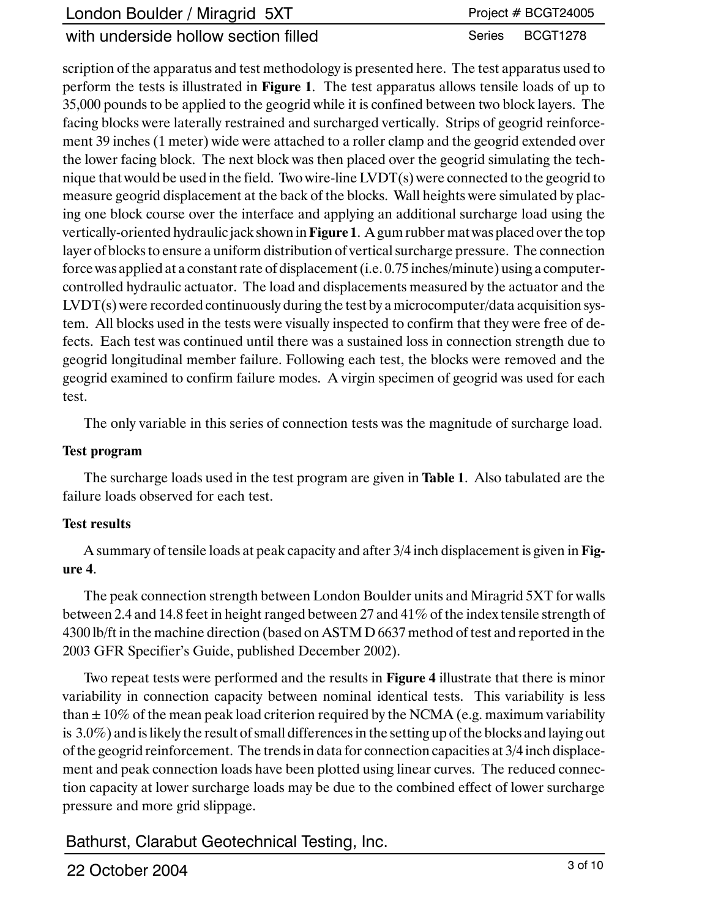scription of the apparatus and test methodology is presented here. The test apparatus used to perform the tests is illustrated in **Figure 1**. The test apparatus allows tensile loads of up to 35,000 pounds to be applied to the geogrid while it is confined between two block layers. The facing blocks were laterally restrained and surcharged vertically. Strips of geogrid reinforcement 39 inches (1 meter) wide were attached to a roller clamp and the geogrid extended over the lower facing block. The next block was then placed over the geogrid simulating the technique that would be used in the field. Two wire-line LVDT(s) were connected to the geogrid to measure geogrid displacement at the back of the blocks. Wall heights were simulated by placing one block course over the interface and applying an additional surcharge load using the vertically-oriented hydraulic jack shown in **Figure 1**. A gum rubber mat was placed over the top layer of blocks to ensure a uniform distribution of vertical surcharge pressure. The connection force was applied at a constant rate of displacement (i.e. 0.75 inches/minute) using a computer-controlled hydraulic actuator. The load and displacements measured by the actuator and the LVDT(s) were recorded continuously during the test by a microcomputer/data acquisition system. All blocks used in the tests were visually inspected to confirm that they were free of defects. Each test was continued until there was a sustained loss in connection strength due to geogrid longitudinal member failure. Following each test, the blocks were removed and the geogrid examined to confirm failure modes. A virgin specimen of geogrid was used for each test.

The only variable in this series of connection tests was the magnitude of surcharge load.

**Test program**

The surcharge loads used in the test program are given in **Table 1**. Also tabulated are the failure loads observed for each test.

**Test results**

A summary of tensile loads at peak capacity and after 3/4 inch displacement is given in **Figure 4**.

The peak connection strength between London Boulder units and Miragrid 5XT for walls between 2.4 and 14.8 feet in height ranged between 27 and 41% of the index tensile strength of 4300 lb/ft in the machine direction (based on ASTM D 6637 method of test and reported in the 2003 GFR Specifier's Guide, published December 2002).

Two repeat tests were performed and the results in **Figure 4** illustrate that there is minor variability in connection capacity between nominal identical tests. This variability is less than ± 10% of the mean peak load criterion required by the NCMA (e.g. maximum variability is 3.0%) and is likely the result of small differences in the setting up of the blocks and laying out of the geogrid reinforcement. The trends in data for connection capacities at 3/4 inch displacement and peak connection loads have been plotted using linear curves. The reduced connection capacity at lower surcharge loads may be due to the combined effect of lower surcharge pressure and more grid slippage.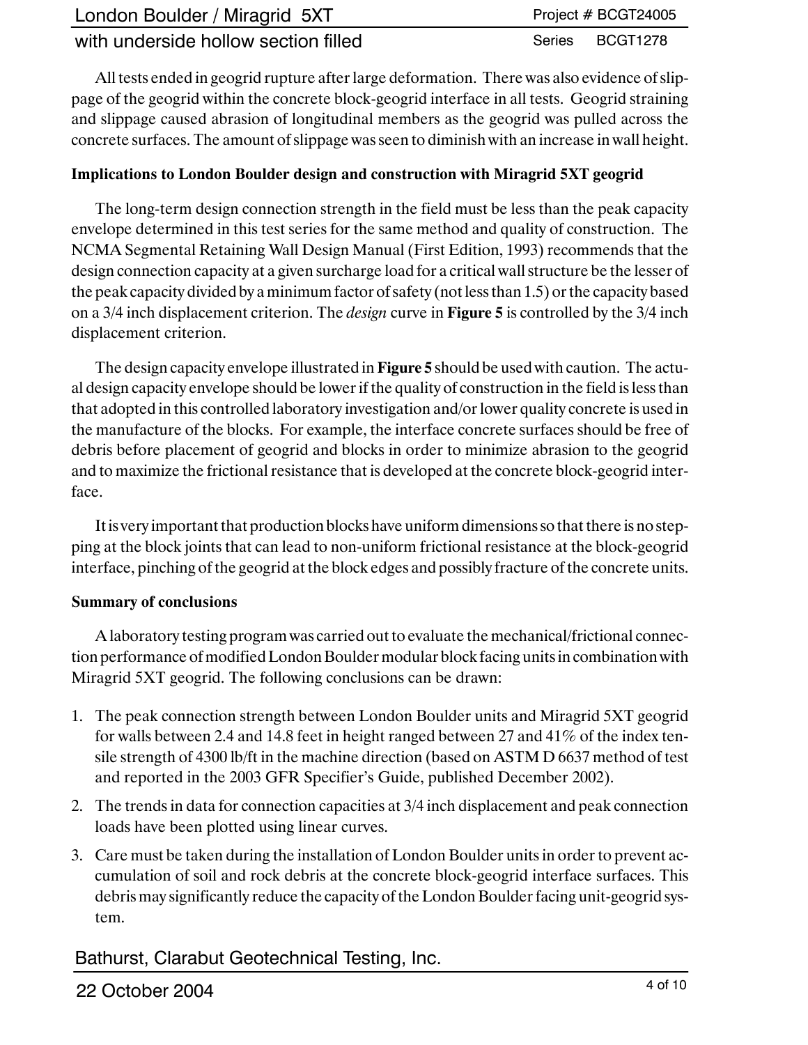All tests ended in geogrid rupture after large deformation. There was also evidence of slippage of the geogrid within the concrete block-geogrid interface in all tests. Geogrid straining and slippage caused abrasion of longitudinal members as the geogrid was pulled across the concrete surfaces. The amount of slippage was seen to diminish with an increase in wall height.

**Implications to London Boulder design and construction with Miragrid 5XT geogrid**

The long-term design connection strength in the field must be less than the peak capacity envelope determined in this test series for the same method and quality of construction. The NCMA Segmental Retaining Wall Design Manual (First Edition, 1993) recommends that the design connection capacity at a given surcharge load for a critical wall structure be the lesser of the peak capacity divided by a minimum factor of safety (not less than 1.5) or the capacity based on a 3/4 inch displacement criterion. The *design* curve in **Figure 5** is controlled by the 3/4 inch displacement criterion.

The design capacity envelope illustrated in **Figure 5** should be used with caution. The actual design capacity envelope should be lower if the quality of construction in the field is less than that adopted in this controlled laboratory investigation and/or lower quality concrete is used in the manufacture of the blocks. For example, the interface concrete surfaces should be free of debris before placement of geogrid and blocks in order to minimize abrasion to the geogrid and to maximize the frictional resistance that is developed at the concrete block-geogrid interface.

It is very important that production blocks have uniform dimensions so that there is no stepping at the block joints that can lead to non-uniform frictional resistance at the block-geogrid interface, pinching of the geogrid at the block edges and possibly fracture of the concrete units.

**Summary of conclusions**

A laboratory testing program was carried out to evaluate the mechanical/frictional connection performance of modified London Boulder modular block facing units in combination with Miragrid 5XT geogrid. The following conclusions can be drawn:

1. The peak connection strength between London Boulder units and Miragrid 5XT geogrid for walls between 2.4 and 14.8 feet in height ranged between 27 and 41% of the index tensile strength of 4300 lb/ft in the machine direction (based on ASTM D 6637 method of test and reported in the 2003 GFR Specifier's Guide, published December 2002).
2. The trends in data for connection capacities at 3/4 inch displacement and peak connection loads have been plotted using linear curves.
3. Care must be taken during the installation of London Boulder units in order to prevent accumulation of soil and rock debris at the concrete block-geogrid interface surfaces. This debris may significantly reduce the capacity of the London Boulder facing unit-geogrid system.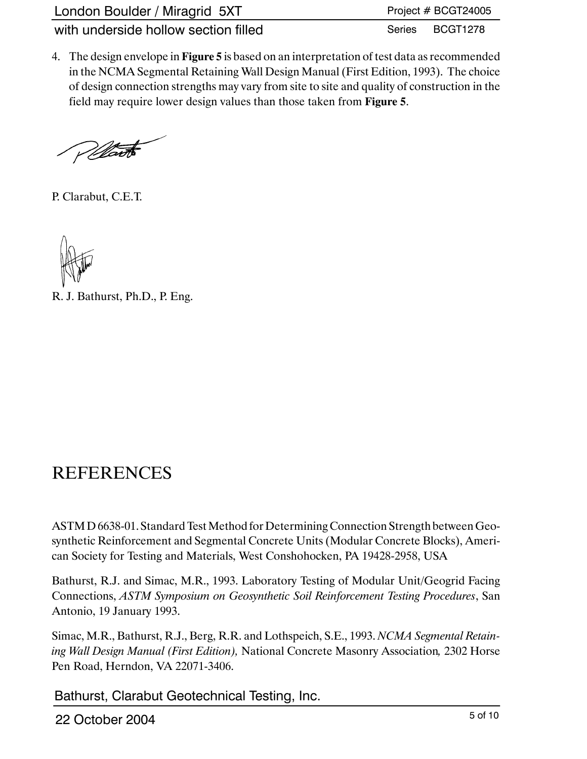4. The design envelope in **Figure 5** is based on an interpretation of test data as recommended in the NCMA Segmental Retaining Wall Design Manual (First Edition, 1993). The choice of design connection strengths may vary from site to site and quality of construction in the field may require lower design values than those taken from **Figure 5**.

P. Clarabut, C.E.T.

R. J. Bathurst, Ph.D., P. Eng.

# REFERENCES

ASTM D 6638-01. Standard Test Method for Determining Connection Strength between Geosynthetic Reinforcement and Segmental Concrete Units (Modular Concrete Blocks), American Society for Testing and Materials, West Conshohocken, PA 19428-2958, USA

Bathurst, R.J. and Simac, M.R., 1993. Laboratory Testing of Modular Unit/Geogrid Facing Connections, *ASTM Symposium on Geosynthetic Soil Reinforcement Testing Procedures*, San Antonio, 19 January 1993.

Simac, M.R., Bathurst, R.J., Berg, R.R. and Lothspeich, S.E., 1993. *NCMA Segmental Retaining Wall Design Manual (First Edition),* National Concrete Masonry Association*,* 2302 Horse Pen Road, Herndon, VA 22071-3406.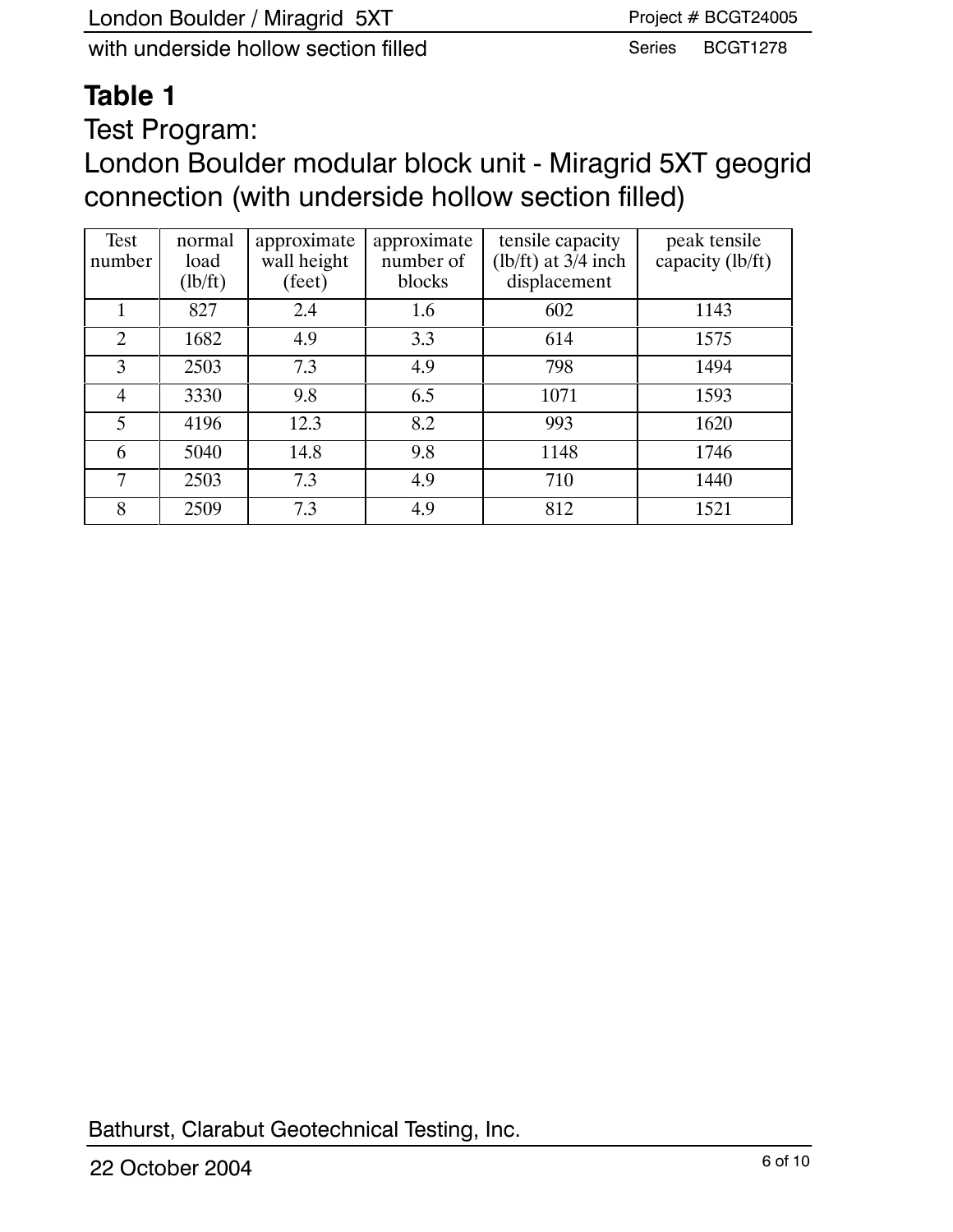## Table 1

Test Program:
London Boulder modular block unit - Miragrid 5XT geogrid connection (with underside hollow section filled)

| Test number | normal load (lb/ft) | approximate wall height (feet) | approximate number of blocks | tensile capacity (lb/ft) at 3/4 inch displacement | peak tensile capacity (lb/ft) |
|---|---|---|---|---|---|
| 1 | 827 | 2.4 | 1.6 | 602 | 1143 |
| 2 | 1682 | 4.9 | 3.3 | 614 | 1575 |
| 3 | 2503 | 7.3 | 4.9 | 798 | 1494 |
| 4 | 3330 | 9.8 | 6.5 | 1071 | 1593 |
| 5 | 4196 | 12.3 | 8.2 | 993 | 1620 |
| 6 | 5040 | 14.8 | 9.8 | 1148 | 1746 |
| 7 | 2503 | 7.3 | 4.9 | 710 | 1440 |
| 8 | 2509 | 7.3 | 4.9 | 812 | 1521 |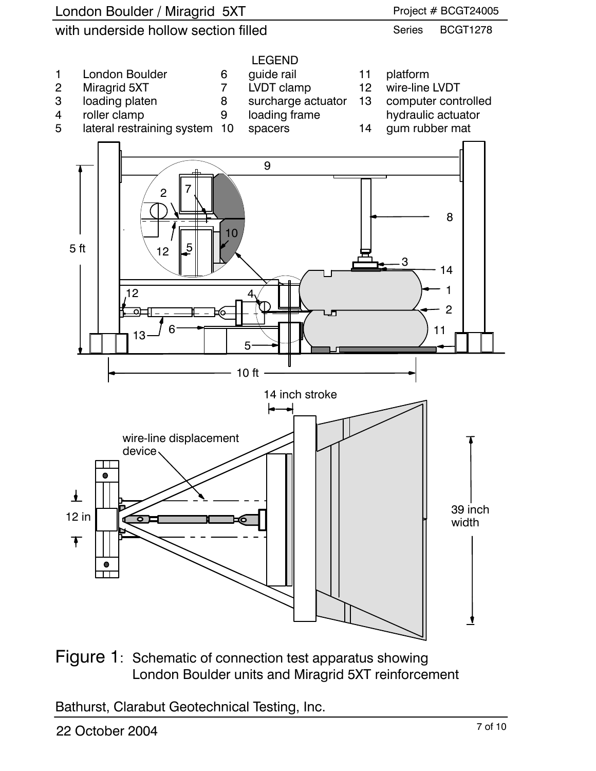LEGEND

| | | | | | |
|---|---|---|---|---|---|
| 1 | London Boulder | 6 | guide rail | 11 | platform |
| 2 | Miragrid 5XT | 7 | LVDT clamp | 12 | wire-line LVDT |
| 3 | loading platen | 8 | surcharge actuator | 13 | computer controlled hydraulic actuator |
| 4 | roller clamp | 9 | loading frame | 14 | gum rubber mat |
| 5 | lateral restraining system | 10 | spacers | | |

Figure 1: Schematic of connection test apparatus showing London Boulder units and Miragrid 5XT reinforcement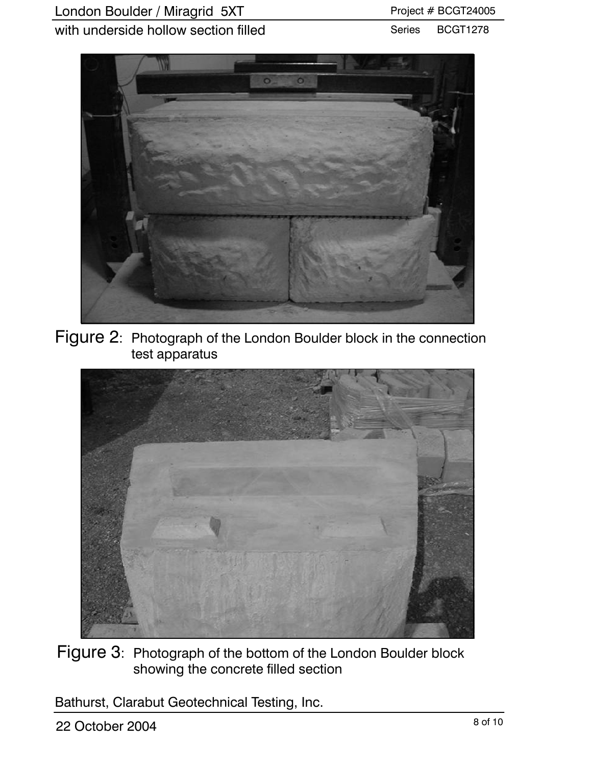Figure 2: Photograph of the London Boulder block in the connection test apparatus

Figure 3: Photograph of the bottom of the London Boulder block showing the concrete filled section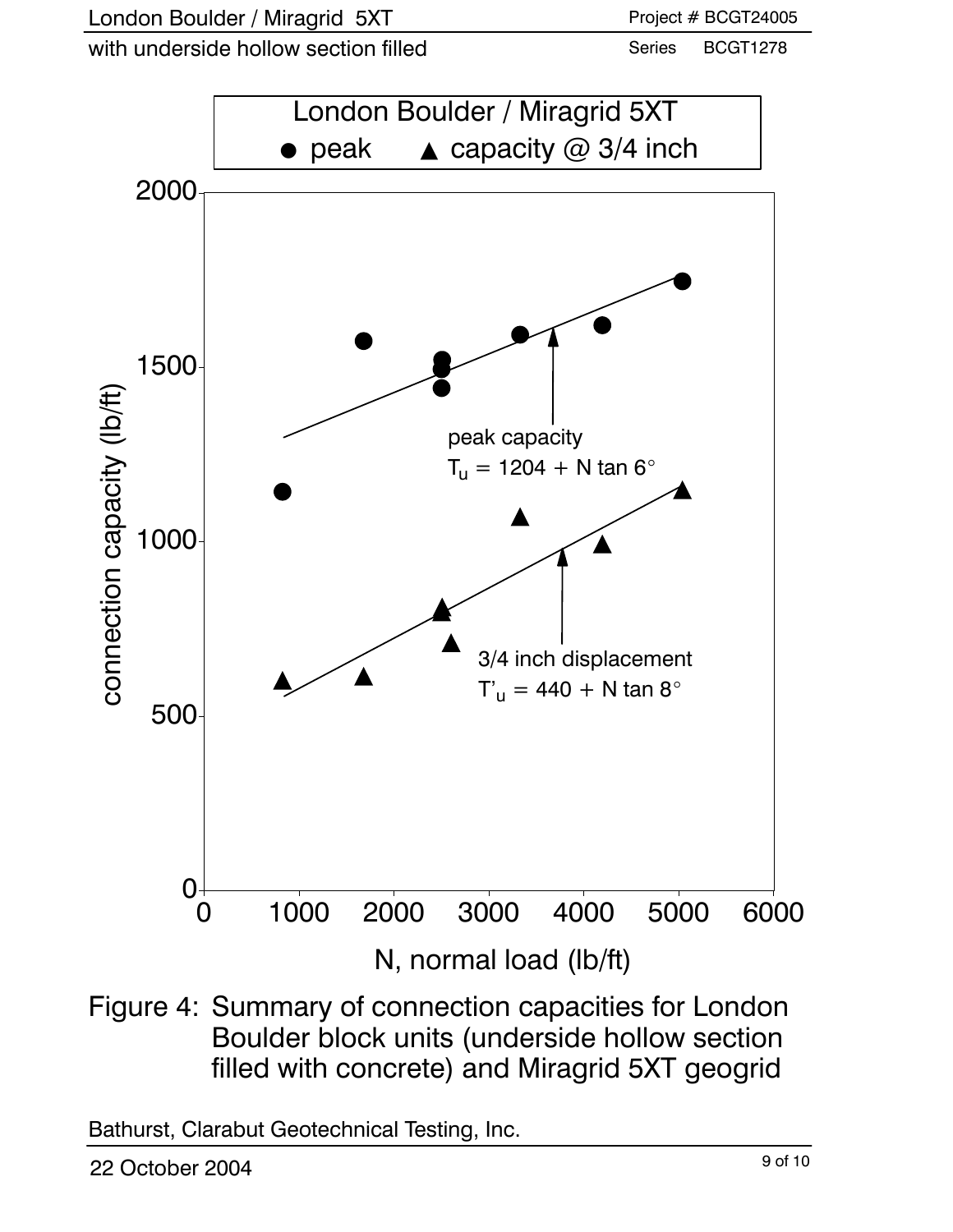London Boulder / Miragrid 5XT

● peak ▲ capacity @ 3/4 inch

peak capacity

$T_u = 1204 + N \tan 6°$

3/4 inch displacement

$T'_u = 440 + N \tan 8°$

connection capacity (lb/ft)

N, normal load (lb/ft)

Figure 4: Summary of connection capacities for London Boulder block units (underside hollow section filled with concrete) and Miragrid 5XT geogrid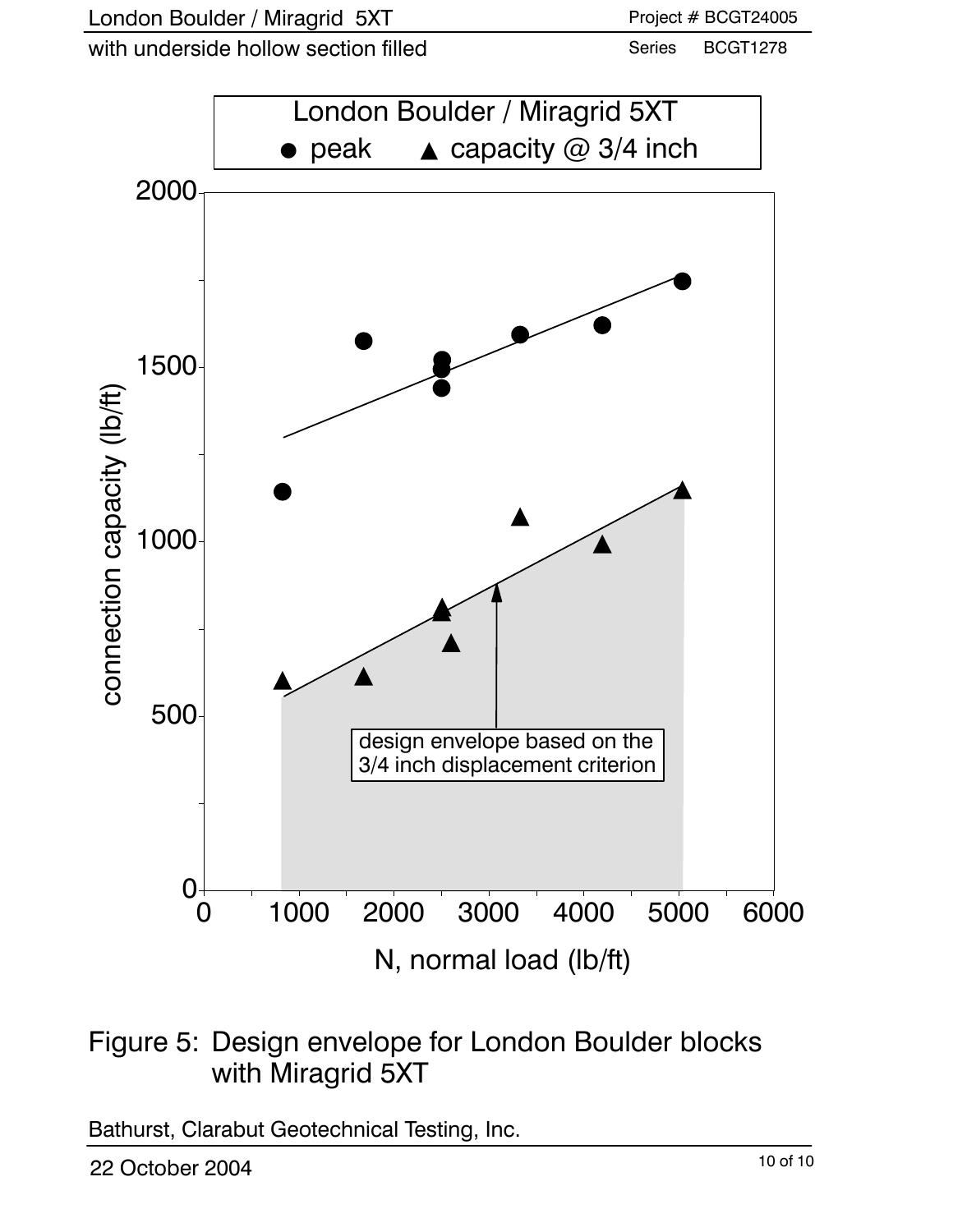London Boulder / Miragrid 5XT

● peak ▲ capacity @ 3/4 inch

2000

1500

1000

500

0

connection capacity (lb/ft)

0 1000 2000 3000 4000 5000 6000

N, normal load (lb/ft)

design envelope based on the 3/4 inch displacement criterion

Figure 5: Design envelope for London Boulder blocks with Miragrid 5XT